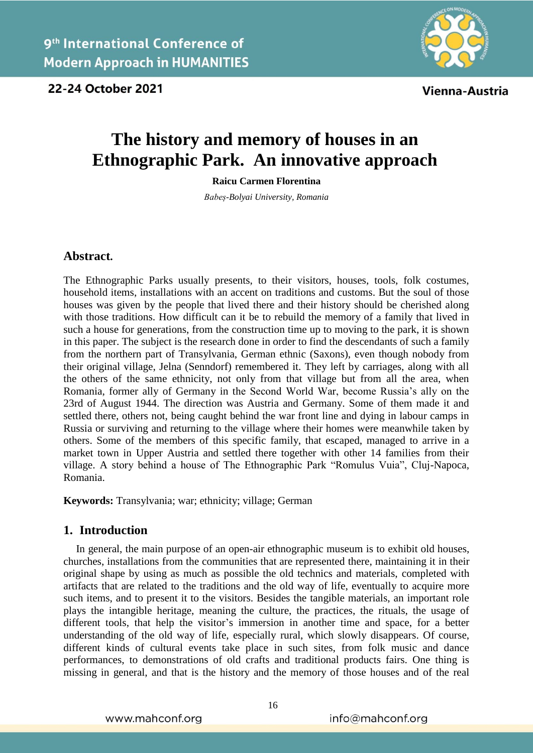# The history and memory of houses in an Ethnographic Park. An innovative approach

**Raicu Carmen Florentina**

*Babeș-Bolyai University, Romania*

## Abstract.

The Ethnographic Parks usually presents, to their visitors, houses, tools, folk costumes, household items, installations with an accent on traditions and customs. But the soul of those houses was given by the people that lived there and their history should be cherished along with those traditions. How difficult can it be to rebuild the memory of a family that lived in such a house for generations, from the construction time up to moving to the park, it is shown in this paper. The subject is the research done in order to find the descendants of such a family from the northern part of Transylvania, German ethnic (Saxons), even though nobody from their original village, Jelna (Senndorf) remembered it. They left by carriages, along with all the others of the same ethnicity, not only from that village but from all the area, when Romania, former ally of Germany in the Second World War, become Russia's ally on the 23rd of August 1944. The direction was Austria and Germany. Some of them made it and settled there, others not, being caught behind the war front line and dying in labour camps in Russia or surviving and returning to the village where their homes were meanwhile taken by others. Some of the members of this specific family, that escaped, managed to arrive in a market town in Upper Austria and settled there together with other 14 families from their village. A story behind a house of The Ethnographic Park "Romulus Vuia", Cluj-Napoca, Romania.

**Keywords:** Transylvania; war; ethnicity; village; German

## 1. Introduction

In general, the main purpose of an open-air ethnographic museum is to exhibit old houses, churches, installations from the communities that are represented there, maintaining it in their original shape by using as much as possible the old technics and materials, completed with artifacts that are related to the traditions and the old way of life, eventually to acquire more such items, and to present it to the visitors. Besides the tangible materials, an important role plays the intangible heritage, meaning the culture, the practices, the rituals, the usage of different tools, that help the visitor's immersion in another time and space, for a better understanding of the old way of life, especially rural, which slowly disappears. Of course, different kinds of cultural events take place in such sites, from folk music and dance performances, to demonstrations of old crafts and traditional products fairs. One thing is missing in general, and that is the history and the memory of those houses and of the real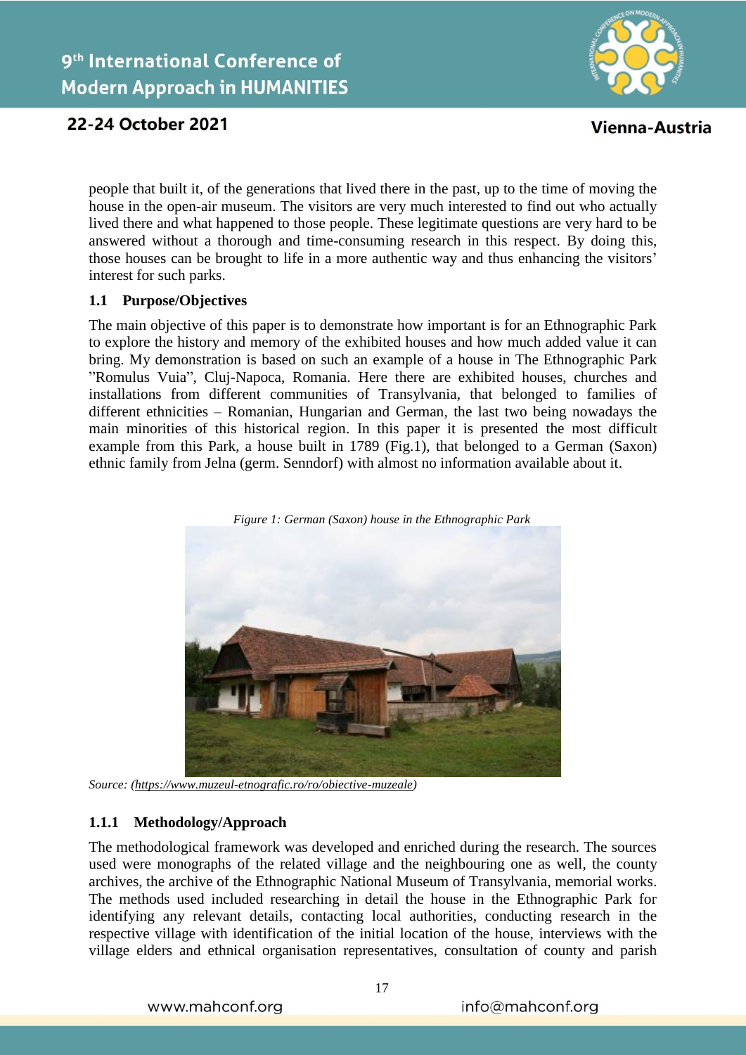people that built it, of the generations that lived there in the past, up to the time of moving the house in the open-air museum. The visitors are very much interested to find out who actually lived there and what happened to those people. These legitimate questions are very hard to be answered without a thorough and time-consuming research in this respect. By doing this, those houses can be brought to life in a more authentic way and thus enhancing the visitors' interest for such parks.

### 1.1 Purpose/Objectives

The main objective of this paper is to demonstrate how important is for an Ethnographic Park to explore the history and memory of the exhibited houses and how much added value it can bring. My demonstration is based on such an example of a house in The Ethnographic Park "Romulus Vuia", Cluj-Napoca, Romania. Here there are exhibited houses, churches and installations from different communities of Transylvania, that belonged to families of different ethnicities – Romanian, Hungarian and German, the last two being nowadays the main minorities of this historical region. In this paper it is presented the most difficult example from this Park, a house built in 1789 (Fig.1), that belonged to a German (Saxon) ethnic family from Jelna (germ. Senndorf) with almost no information available about it.

*Figure 1: German (Saxon) house in the Ethnographic Park*

*Source: (https://www.muzeul-etnografic.ro/ro/obiective-muzeale)*

#### 1.1.1 Methodology/Approach

The methodological framework was developed and enriched during the research. The sources used were monographs of the related village and the neighbouring one as well, the county archives, the archive of the Ethnographic National Museum of Transylvania, memorial works. The methods used included researching in detail the house in the Ethnographic Park for identifying any relevant details, contacting local authorities, conducting research in the respective village with identification of the initial location of the house, interviews with the village elders and ethnical organisation representatives, consultation of county and parish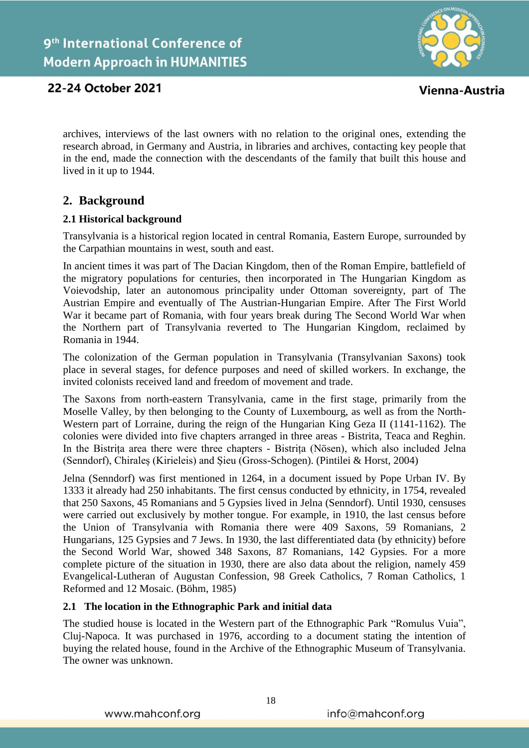archives, interviews of the last owners with no relation to the original ones, extending the research abroad, in Germany and Austria, in libraries and archives, contacting key people that in the end, made the connection with the descendants of the family that built this house and lived in it up to 1944.

## 2. Background

### 2.1 Historical background

Transylvania is a historical region located in central Romania, Eastern Europe, surrounded by the Carpathian mountains in west, south and east.

In ancient times it was part of The Dacian Kingdom, then of the Roman Empire, battlefield of the migratory populations for centuries, then incorporated in The Hungarian Kingdom as Voievodship, later an autonomous principality under Ottoman sovereignty, part of The Austrian Empire and eventually of The Austrian-Hungarian Empire. After The First World War it became part of Romania, with four years break during The Second World War when the Northern part of Transylvania reverted to The Hungarian Kingdom, reclaimed by Romania in 1944.

The colonization of the German population in Transylvania (Transylvanian Saxons) took place in several stages, for defence purposes and need of skilled workers. In exchange, the invited colonists received land and freedom of movement and trade.

The Saxons from north-eastern Transylvania, came in the first stage, primarily from the Moselle Valley, by then belonging to the County of Luxembourg, as well as from the North-Western part of Lorraine, during the reign of the Hungarian King Geza II (1141-1162). The colonies were divided into five chapters arranged in three areas - Bistrita, Teaca and Reghin. In the Bistrița area there were three chapters - Bistrița (Nösen), which also included Jelna (Senndorf), Chiraleș (Kirieleis) and Șieu (Gross-Schogen). (Pintilei & Horst, 2004)

Jelna (Senndorf) was first mentioned in 1264, in a document issued by Pope Urban IV. By 1333 it already had 250 inhabitants. The first census conducted by ethnicity, in 1754, revealed that 250 Saxons, 45 Romanians and 5 Gypsies lived in Jelna (Senndorf). Until 1930, censuses were carried out exclusively by mother tongue. For example, in 1910, the last census before the Union of Transylvania with Romania there were 409 Saxons, 59 Romanians, 2 Hungarians, 125 Gypsies and 7 Jews. In 1930, the last differentiated data (by ethnicity) before the Second World War, showed 348 Saxons, 87 Romanians, 142 Gypsies. For a more complete picture of the situation in 1930, there are also data about the religion, namely 459 Evangelical-Lutheran of Augustan Confession, 98 Greek Catholics, 7 Roman Catholics, 1 Reformed and 12 Mosaic. (Böhm, 1985)

### 2.1 The location in the Ethnographic Park and initial data

The studied house is located in the Western part of the Ethnographic Park "Romulus Vuia", Cluj-Napoca. It was purchased in 1976, according to a document stating the intention of buying the related house, found in the Archive of the Ethnographic Museum of Transylvania. The owner was unknown.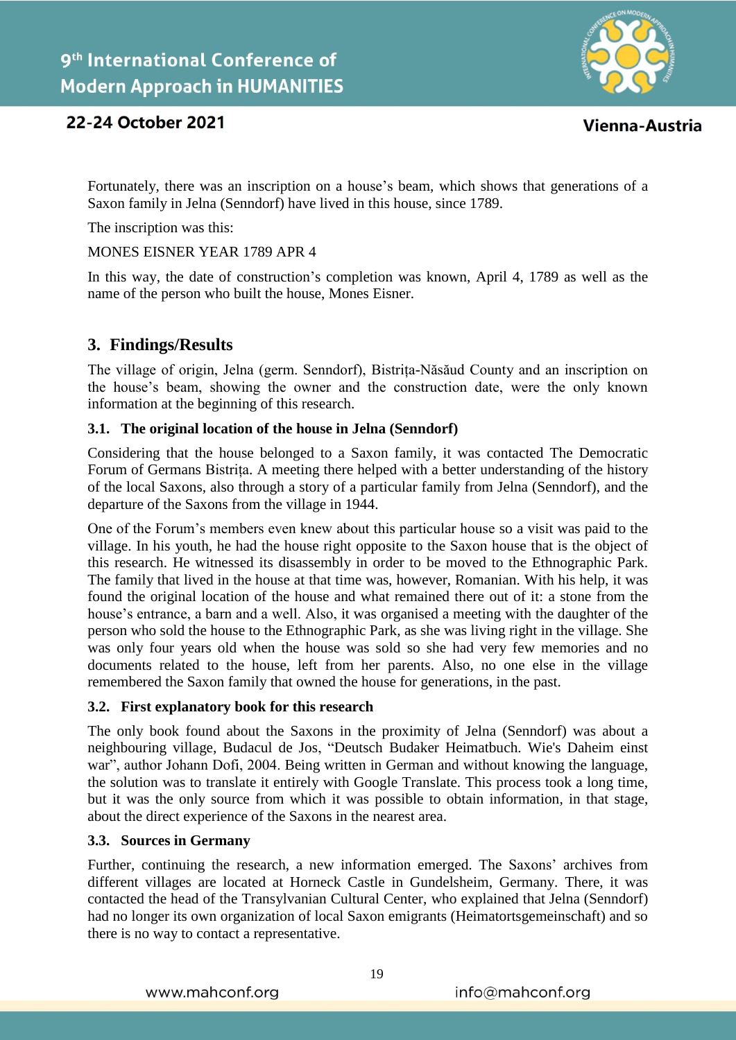Fortunately, there was an inscription on a house's beam, which shows that generations of a Saxon family in Jelna (Senndorf) have lived in this house, since 1789.

The inscription was this:

MONES EISNER YEAR 1789 APR 4

In this way, the date of construction's completion was known, April 4, 1789 as well as the name of the person who built the house, Mones Eisner.

## 3. Findings/Results

The village of origin, Jelna (germ. Senndorf), Bistrița-Năsăud County and an inscription on the house's beam, showing the owner and the construction date, were the only known information at the beginning of this research.

### 3.1. The original location of the house in Jelna (Senndorf)

Considering that the house belonged to a Saxon family, it was contacted The Democratic Forum of Germans Bistrița. A meeting there helped with a better understanding of the history of the local Saxons, also through a story of a particular family from Jelna (Senndorf), and the departure of the Saxons from the village in 1944.

One of the Forum's members even knew about this particular house so a visit was paid to the village. In his youth, he had the house right opposite to the Saxon house that is the object of this research. He witnessed its disassembly in order to be moved to the Ethnographic Park. The family that lived in the house at that time was, however, Romanian. With his help, it was found the original location of the house and what remained there out of it: a stone from the house's entrance, a barn and a well. Also, it was organised a meeting with the daughter of the person who sold the house to the Ethnographic Park, as she was living right in the village. She was only four years old when the house was sold so she had very few memories and no documents related to the house, left from her parents. Also, no one else in the village remembered the Saxon family that owned the house for generations, in the past.

### 3.2. First explanatory book for this research

The only book found about the Saxons in the proximity of Jelna (Senndorf) was about a neighbouring village, Budacul de Jos, "Deutsch Budaker Heimatbuch. Wie's Daheim einst war", author Johann Dofi, 2004. Being written in German and without knowing the language, the solution was to translate it entirely with Google Translate. This process took a long time, but it was the only source from which it was possible to obtain information, in that stage, about the direct experience of the Saxons in the nearest area.

### 3.3. Sources in Germany

Further, continuing the research, a new information emerged. The Saxons' archives from different villages are located at Horneck Castle in Gundelsheim, Germany. There, it was contacted the head of the Transylvanian Cultural Center, who explained that Jelna (Senndorf) had no longer its own organization of local Saxon emigrants (Heimatortsgemeinschaft) and so there is no way to contact a representative.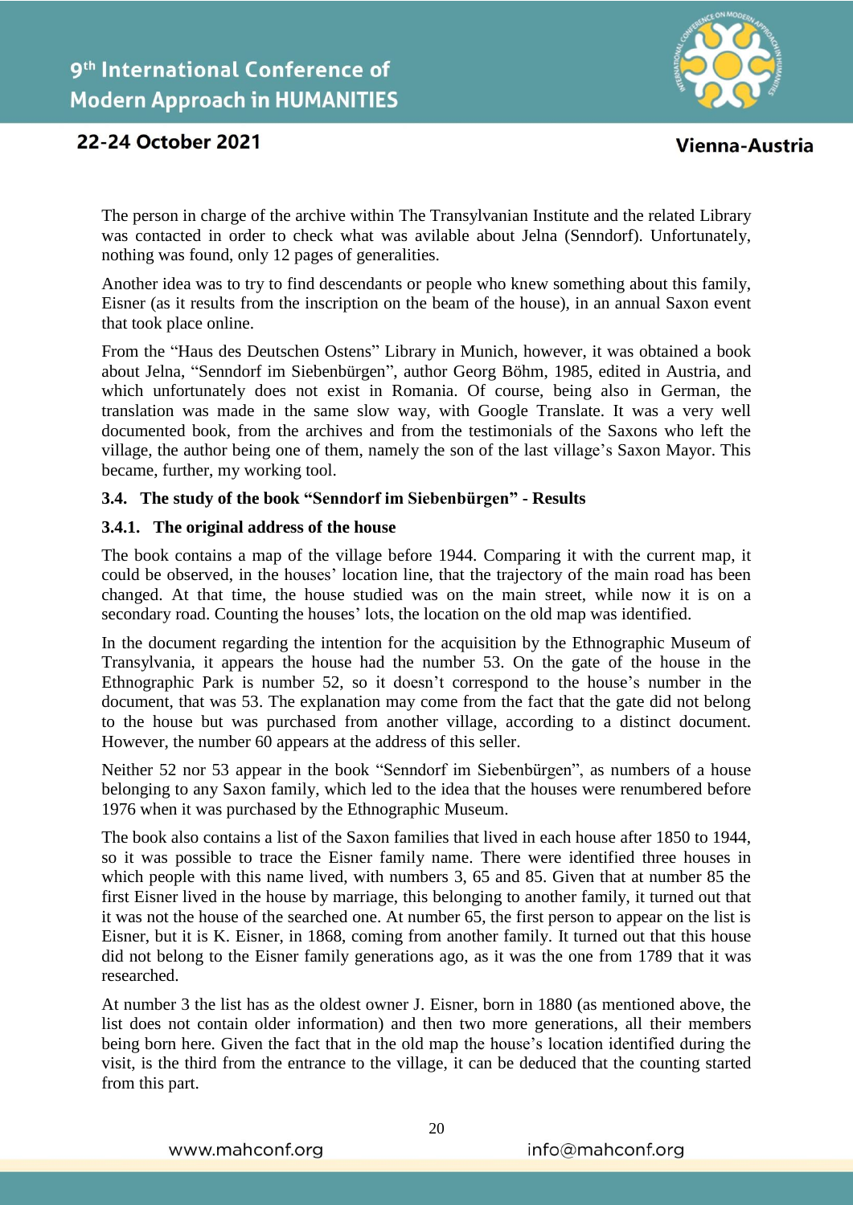The person in charge of the archive within The Transylvanian Institute and the related Library was contacted in order to check what was avilable about Jelna (Senndorf). Unfortunately, nothing was found, only 12 pages of generalities.

Another idea was to try to find descendants or people who knew something about this family, Eisner (as it results from the inscription on the beam of the house), in an annual Saxon event that took place online.

From the "Haus des Deutschen Ostens" Library in Munich, however, it was obtained a book about Jelna, "Senndorf im Siebenbürgen", author Georg Böhm, 1985, edited in Austria, and which unfortunately does not exist in Romania. Of course, being also in German, the translation was made in the same slow way, with Google Translate. It was a very well documented book, from the archives and from the testimonials of the Saxons who left the village, the author being one of them, namely the son of the last village's Saxon Mayor. This became, further, my working tool.

### 3.4. The study of the book "Senndorf im Siebenbürgen" - Results

#### 3.4.1. The original address of the house

The book contains a map of the village before 1944. Comparing it with the current map, it could be observed, in the houses' location line, that the trajectory of the main road has been changed. At that time, the house studied was on the main street, while now it is on a secondary road. Counting the houses' lots, the location on the old map was identified.

In the document regarding the intention for the acquisition by the Ethnographic Museum of Transylvania, it appears the house had the number 53. On the gate of the house in the Ethnographic Park is number 52, so it doesn't correspond to the house's number in the document, that was 53. The explanation may come from the fact that the gate did not belong to the house but was purchased from another village, according to a distinct document. However, the number 60 appears at the address of this seller.

Neither 52 nor 53 appear in the book "Senndorf im Siebenbürgen", as numbers of a house belonging to any Saxon family, which led to the idea that the houses were renumbered before 1976 when it was purchased by the Ethnographic Museum.

The book also contains a list of the Saxon families that lived in each house after 1850 to 1944, so it was possible to trace the Eisner family name. There were identified three houses in which people with this name lived, with numbers 3, 65 and 85. Given that at number 85 the first Eisner lived in the house by marriage, this belonging to another family, it turned out that it was not the house of the searched one. At number 65, the first person to appear on the list is Eisner, but it is K. Eisner, in 1868, coming from another family. It turned out that this house did not belong to the Eisner family generations ago, as it was the one from 1789 that it was researched.

At number 3 the list has as the oldest owner J. Eisner, born in 1880 (as mentioned above, the list does not contain older information) and then two more generations, all their members being born here. Given the fact that in the old map the house's location identified during the visit, is the third from the entrance to the village, it can be deduced that the counting started from this part.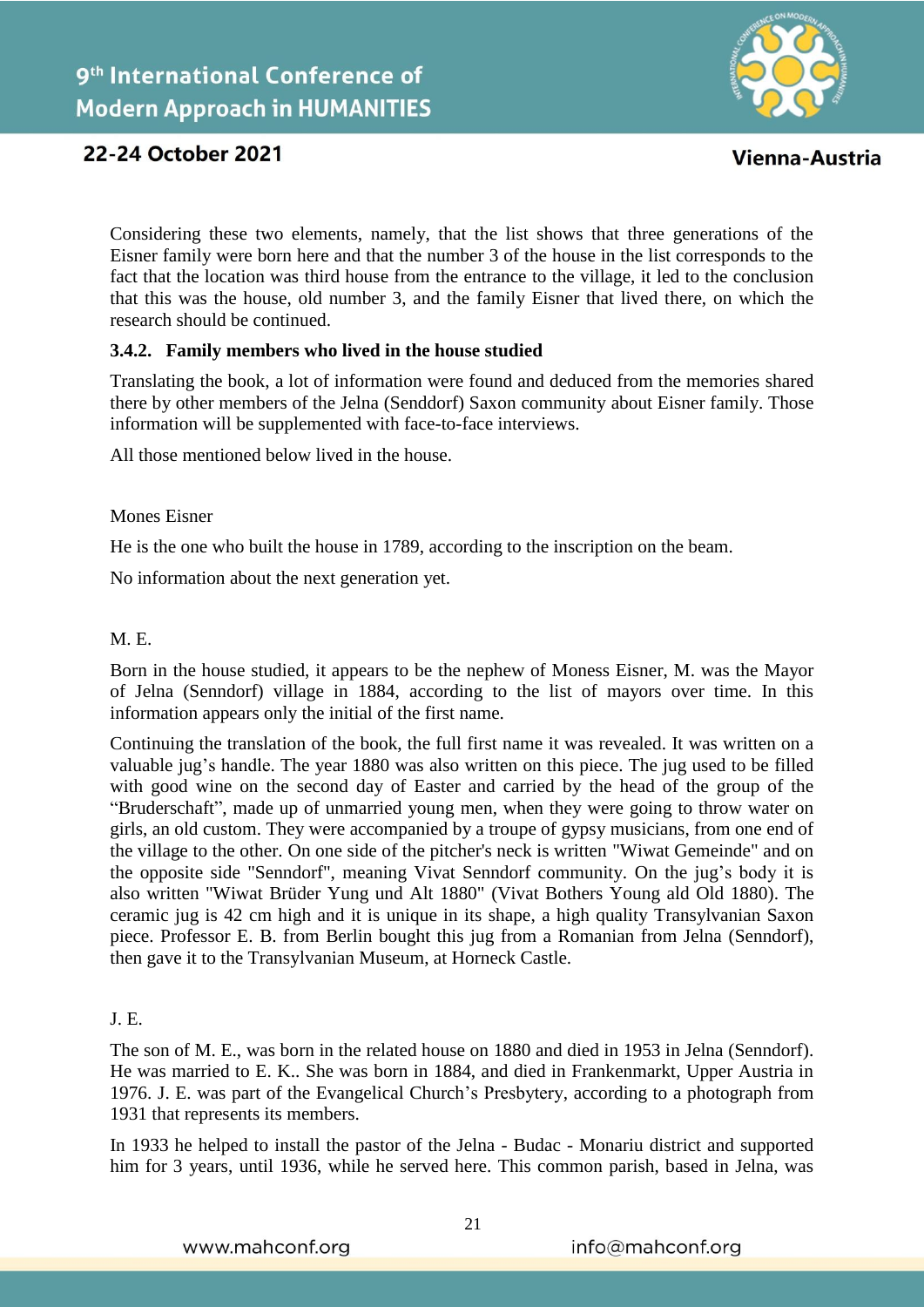Considering these two elements, namely, that the list shows that three generations of the Eisner family were born here and that the number 3 of the house in the list corresponds to the fact that the location was third house from the entrance to the village, it led to the conclusion that this was the house, old number 3, and the family Eisner that lived there, on which the research should be continued.

### 3.4.2. Family members who lived in the house studied

Translating the book, a lot of information were found and deduced from the memories shared there by other members of the Jelna (Senddorf) Saxon community about Eisner family. Those information will be supplemented with face-to-face interviews.

All those mentioned below lived in the house.

Mones Eisner

He is the one who built the house in 1789, according to the inscription on the beam.

No information about the next generation yet.

M. E.

Born in the house studied, it appears to be the nephew of Moness Eisner, M. was the Mayor of Jelna (Senndorf) village in 1884, according to the list of mayors over time. In this information appears only the initial of the first name.

Continuing the translation of the book, the full first name it was revealed. It was written on a valuable jug's handle. The year 1880 was also written on this piece. The jug used to be filled with good wine on the second day of Easter and carried by the head of the group of the "Bruderschaft", made up of unmarried young men, when they were going to throw water on girls, an old custom. They were accompanied by a troupe of gypsy musicians, from one end of the village to the other. On one side of the pitcher's neck is written "Wiwat Gemeinde" and on the opposite side "Senndorf", meaning Vivat Senndorf community. On the jug's body it is also written "Wiwat Brüder Yung und Alt 1880" (Vivat Bothers Young ald Old 1880). The ceramic jug is 42 cm high and it is unique in its shape, a high quality Transylvanian Saxon piece. Professor E. B. from Berlin bought this jug from a Romanian from Jelna (Senndorf), then gave it to the Transylvanian Museum, at Horneck Castle.

J. E.

The son of M. E., was born in the related house on 1880 and died in 1953 in Jelna (Senndorf). He was married to E. K.. She was born in 1884, and died in Frankenmarkt, Upper Austria in 1976. J. E. was part of the Evangelical Church's Presbytery, according to a photograph from 1931 that represents its members.

In 1933 he helped to install the pastor of the Jelna - Budac - Monariu district and supported him for 3 years, until 1936, while he served here. This common parish, based in Jelna, was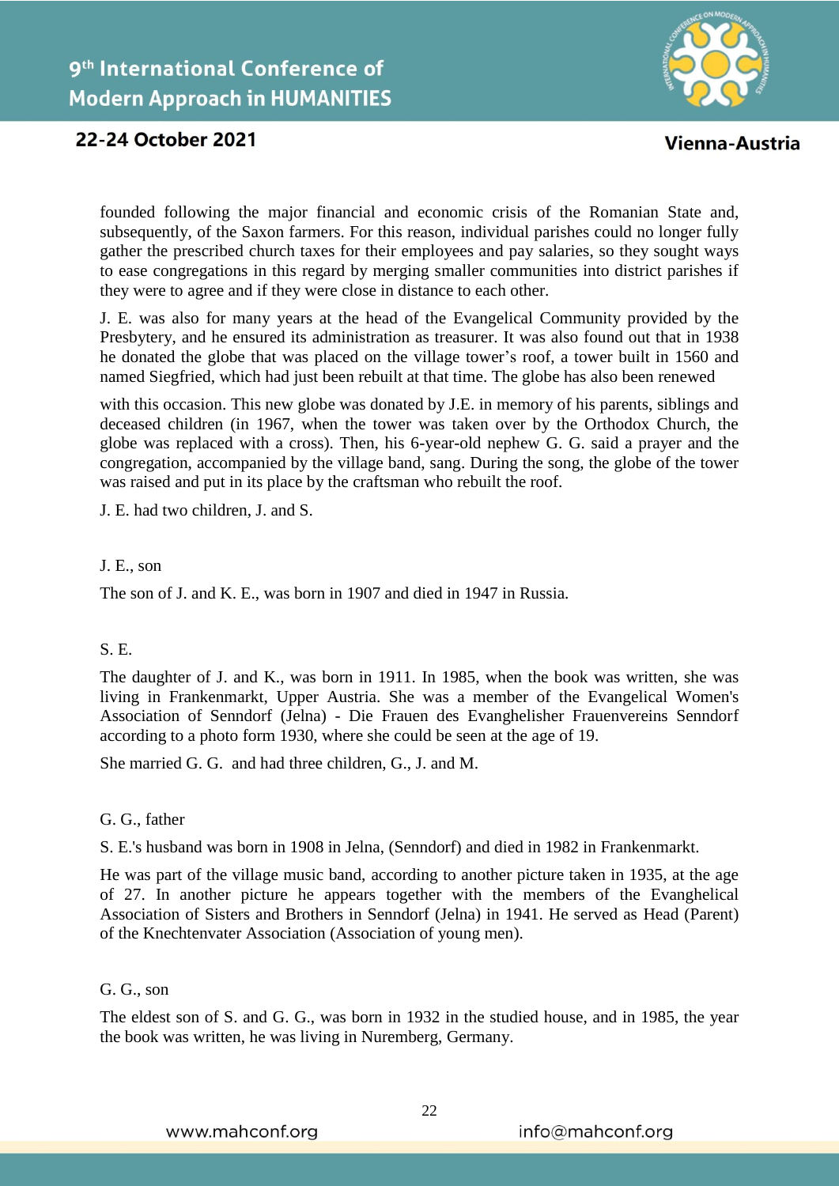founded following the major financial and economic crisis of the Romanian State and, subsequently, of the Saxon farmers. For this reason, individual parishes could no longer fully gather the prescribed church taxes for their employees and pay salaries, so they sought ways to ease congregations in this regard by merging smaller communities into district parishes if they were to agree and if they were close in distance to each other.

J. E. was also for many years at the head of the Evangelical Community provided by the Presbytery, and he ensured its administration as treasurer. It was also found out that in 1938 he donated the globe that was placed on the village tower's roof, a tower built in 1560 and named Siegfried, which had just been rebuilt at that time. The globe has also been renewed

with this occasion. This new globe was donated by J.E. in memory of his parents, siblings and deceased children (in 1967, when the tower was taken over by the Orthodox Church, the globe was replaced with a cross). Then, his 6-year-old nephew G. G. said a prayer and the congregation, accompanied by the village band, sang. During the song, the globe of the tower was raised and put in its place by the craftsman who rebuilt the roof.

J. E. had two children, J. and S.

J. E., son

The son of J. and K. E., was born in 1907 and died in 1947 in Russia.

S. E.

The daughter of J. and K., was born in 1911. In 1985, when the book was written, she was living in Frankenmarkt, Upper Austria. She was a member of the Evangelical Women's Association of Senndorf (Jelna) - Die Frauen des Evanghelisher Frauenvereins Senndorf according to a photo form 1930, where she could be seen at the age of 19.

She married G. G. and had three children, G., J. and M.

G. G., father

S. E.'s husband was born in 1908 in Jelna, (Senndorf) and died in 1982 in Frankenmarkt.

He was part of the village music band, according to another picture taken in 1935, at the age of 27. In another picture he appears together with the members of the Evanghelical Association of Sisters and Brothers in Senndorf (Jelna) in 1941. He served as Head (Parent) of the Knechtenvater Association (Association of young men).

G. G., son

The eldest son of S. and G. G., was born in 1932 in the studied house, and in 1985, the year the book was written, he was living in Nuremberg, Germany.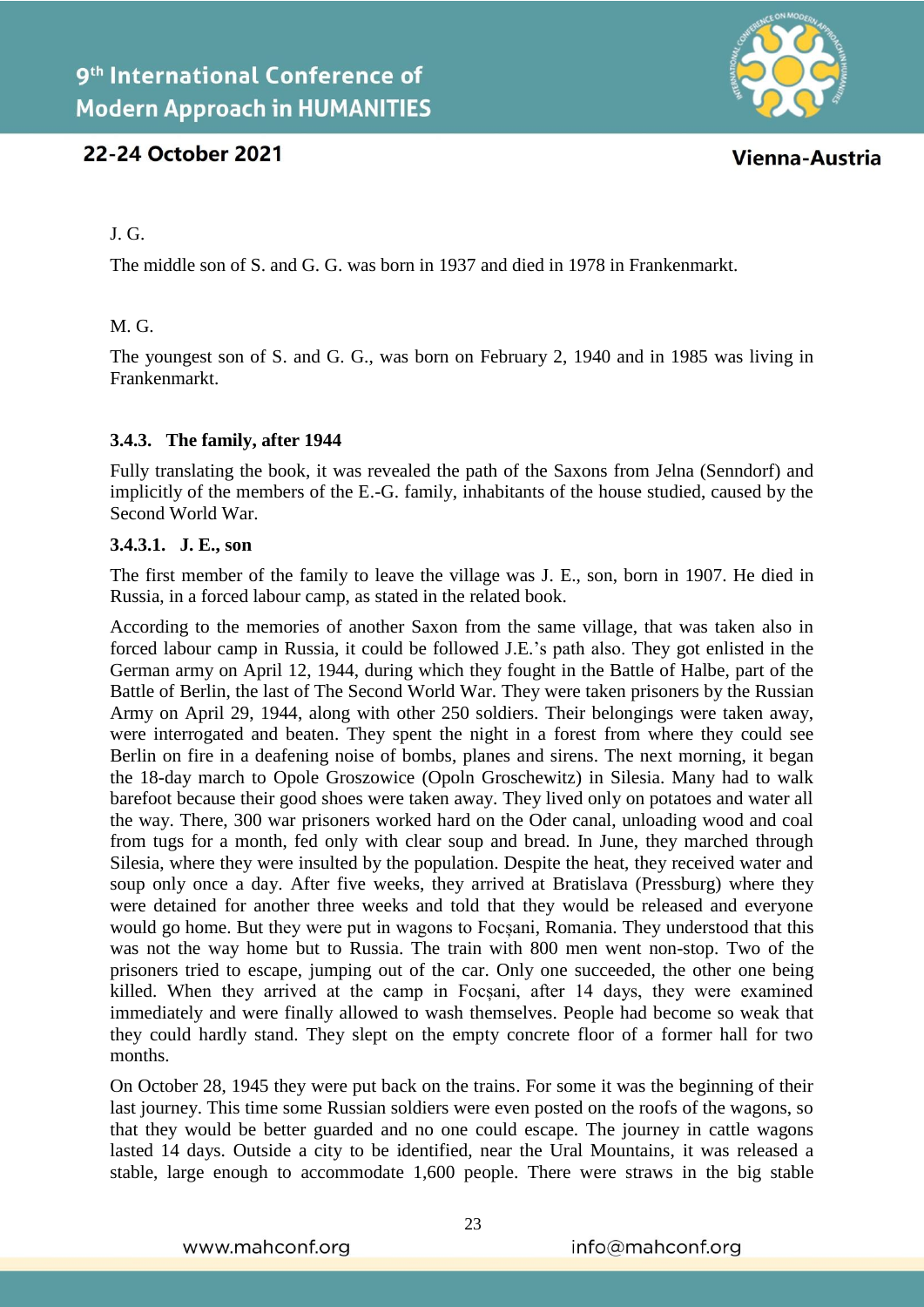J. G.

The middle son of S. and G. G. was born in 1937 and died in 1978 in Frankenmarkt.

M. G.

The youngest son of S. and G. G., was born on February 2, 1940 and in 1985 was living in Frankenmarkt.

### 3.4.3. The family, after 1944

Fully translating the book, it was revealed the path of the Saxons from Jelna (Senndorf) and implicitly of the members of the E.-G. family, inhabitants of the house studied, caused by the Second World War.

#### 3.4.3.1. J. E., son

The first member of the family to leave the village was J. E., son, born in 1907. He died in Russia, in a forced labour camp, as stated in the related book.

According to the memories of another Saxon from the same village, that was taken also in forced labour camp in Russia, it could be followed J.E.'s path also. They got enlisted in the German army on April 12, 1944, during which they fought in the Battle of Halbe, part of the Battle of Berlin, the last of The Second World War. They were taken prisoners by the Russian Army on April 29, 1944, along with other 250 soldiers. Their belongings were taken away, were interrogated and beaten. They spent the night in a forest from where they could see Berlin on fire in a deafening noise of bombs, planes and sirens. The next morning, it began the 18-day march to Opole Groszowice (Opoln Groschewitz) in Silesia. Many had to walk barefoot because their good shoes were taken away. They lived only on potatoes and water all the way. There, 300 war prisoners worked hard on the Oder canal, unloading wood and coal from tugs for a month, fed only with clear soup and bread. In June, they marched through Silesia, where they were insulted by the population. Despite the heat, they received water and soup only once a day. After five weeks, they arrived at Bratislava (Pressburg) where they were detained for another three weeks and told that they would be released and everyone would go home. But they were put in wagons to Focșani, Romania. They understood that this was not the way home but to Russia. The train with 800 men went non-stop. Two of the prisoners tried to escape, jumping out of the car. Only one succeeded, the other one being killed. When they arrived at the camp in Focșani, after 14 days, they were examined immediately and were finally allowed to wash themselves. People had become so weak that they could hardly stand. They slept on the empty concrete floor of a former hall for two months.

On October 28, 1945 they were put back on the trains. For some it was the beginning of their last journey. This time some Russian soldiers were even posted on the roofs of the wagons, so that they would be better guarded and no one could escape. The journey in cattle wagons lasted 14 days. Outside a city to be identified, near the Ural Mountains, it was released a stable, large enough to accommodate 1,600 people. There were straws in the big stable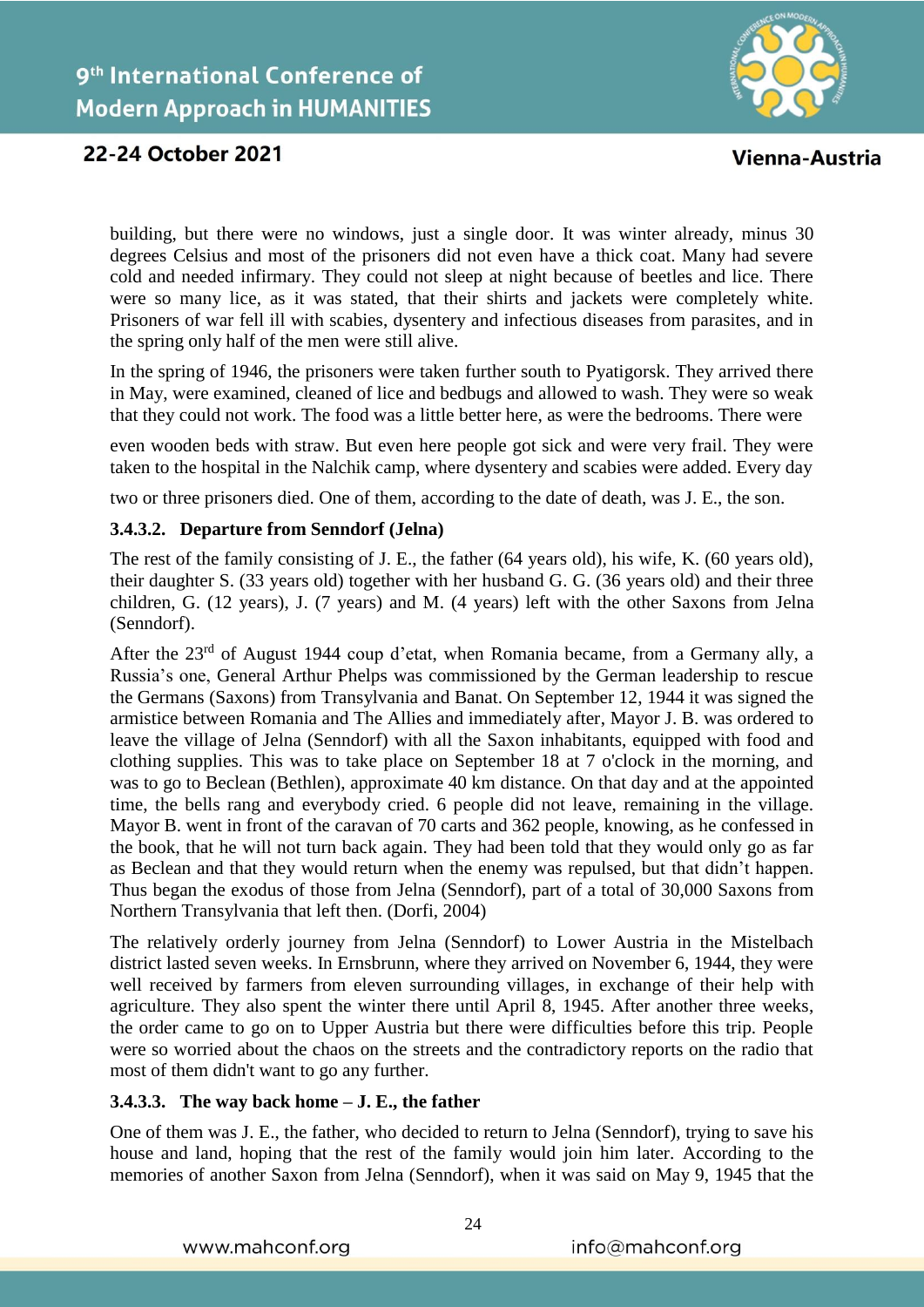building, but there were no windows, just a single door. It was winter already, minus 30 degrees Celsius and most of the prisoners did not even have a thick coat. Many had severe cold and needed infirmary. They could not sleep at night because of beetles and lice. There were so many lice, as it was stated, that their shirts and jackets were completely white. Prisoners of war fell ill with scabies, dysentery and infectious diseases from parasites, and in the spring only half of the men were still alive.

In the spring of 1946, the prisoners were taken further south to Pyatigorsk. They arrived there in May, were examined, cleaned of lice and bedbugs and allowed to wash. They were so weak that they could not work. The food was a little better here, as were the bedrooms. There were even wooden beds with straw. But even here people got sick and were very frail. They were taken to the hospital in the Nalchik camp, where dysentery and scabies were added. Every day two or three prisoners died. One of them, according to the date of death, was J. E., the son.

#### 3.4.3.2. Departure from Senndorf (Jelna)

The rest of the family consisting of J. E., the father (64 years old), his wife, K. (60 years old), their daughter S. (33 years old) together with her husband G. G. (36 years old) and their three children, G. (12 years), J. (7 years) and M. (4 years) left with the other Saxons from Jelna (Senndorf).

After the 23rd of August 1944 coup d'etat, when Romania became, from a Germany ally, a Russia's one, General Arthur Phelps was commissioned by the German leadership to rescue the Germans (Saxons) from Transylvania and Banat. On September 12, 1944 it was signed the armistice between Romania and The Allies and immediately after, Mayor J. B. was ordered to leave the village of Jelna (Senndorf) with all the Saxon inhabitants, equipped with food and clothing supplies. This was to take place on September 18 at 7 o'clock in the morning, and was to go to Beclean (Bethlen), approximate 40 km distance. On that day and at the appointed time, the bells rang and everybody cried. 6 people did not leave, remaining in the village. Mayor B. went in front of the caravan of 70 carts and 362 people, knowing, as he confessed in the book, that he will not turn back again. They had been told that they would only go as far as Beclean and that they would return when the enemy was repulsed, but that didn't happen. Thus began the exodus of those from Jelna (Senndorf), part of a total of 30,000 Saxons from Northern Transylvania that left then. (Dorfi, 2004)

The relatively orderly journey from Jelna (Senndorf) to Lower Austria in the Mistelbach district lasted seven weeks. In Ernsbrunn, where they arrived on November 6, 1944, they were well received by farmers from eleven surrounding villages, in exchange of their help with agriculture. They also spent the winter there until April 8, 1945. After another three weeks, the order came to go on to Upper Austria but there were difficulties before this trip. People were so worried about the chaos on the streets and the contradictory reports on the radio that most of them didn't want to go any further.

#### 3.4.3.3. The way back home – J. E., the father

One of them was J. E., the father, who decided to return to Jelna (Senndorf), trying to save his house and land, hoping that the rest of the family would join him later. According to the memories of another Saxon from Jelna (Senndorf), when it was said on May 9, 1945 that the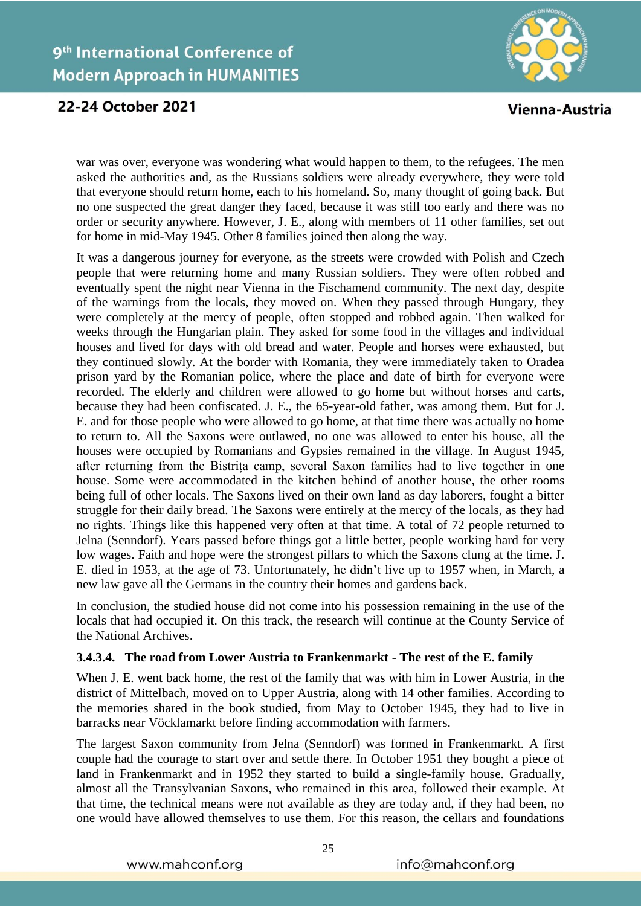war was over, everyone was wondering what would happen to them, to the refugees. The men asked the authorities and, as the Russians soldiers were already everywhere, they were told that everyone should return home, each to his homeland. So, many thought of going back. But no one suspected the great danger they faced, because it was still too early and there was no order or security anywhere. However, J. E., along with members of 11 other families, set out for home in mid-May 1945. Other 8 families joined then along the way.

It was a dangerous journey for everyone, as the streets were crowded with Polish and Czech people that were returning home and many Russian soldiers. They were often robbed and eventually spent the night near Vienna in the Fischamend community. The next day, despite of the warnings from the locals, they moved on. When they passed through Hungary, they were completely at the mercy of people, often stopped and robbed again. Then walked for weeks through the Hungarian plain. They asked for some food in the villages and individual houses and lived for days with old bread and water. People and horses were exhausted, but they continued slowly. At the border with Romania, they were immediately taken to Oradea prison yard by the Romanian police, where the place and date of birth for everyone were recorded. The elderly and children were allowed to go home but without horses and carts, because they had been confiscated. J. E., the 65-year-old father, was among them. But for J. E. and for those people who were allowed to go home, at that time there was actually no home to return to. All the Saxons were outlawed, no one was allowed to enter his house, all the houses were occupied by Romanians and Gypsies remained in the village. In August 1945, after returning from the Bistrița camp, several Saxon families had to live together in one house. Some were accommodated in the kitchen behind of another house, the other rooms being full of other locals. The Saxons lived on their own land as day laborers, fought a bitter struggle for their daily bread. The Saxons were entirely at the mercy of the locals, as they had no rights. Things like this happened very often at that time. A total of 72 people returned to Jelna (Senndorf). Years passed before things got a little better, people working hard for very low wages. Faith and hope were the strongest pillars to which the Saxons clung at the time. J. E. died in 1953, at the age of 73. Unfortunately, he didn't live up to 1957 when, in March, a new law gave all the Germans in the country their homes and gardens back.

In conclusion, the studied house did not come into his possession remaining in the use of the locals that had occupied it. On this track, the research will continue at the County Service of the National Archives.

#### 3.4.3.4. The road from Lower Austria to Frankenmarkt - The rest of the E. family

When J. E. went back home, the rest of the family that was with him in Lower Austria, in the district of Mittelbach, moved on to Upper Austria, along with 14 other families. According to the memories shared in the book studied, from May to October 1945, they had to live in barracks near Vöcklamarkt before finding accommodation with farmers.

The largest Saxon community from Jelna (Senndorf) was formed in Frankenmarkt. A first couple had the courage to start over and settle there. In October 1951 they bought a piece of land in Frankenmarkt and in 1952 they started to build a single-family house. Gradually, almost all the Transylvanian Saxons, who remained in this area, followed their example. At that time, the technical means were not available as they are today and, if they had been, no one would have allowed themselves to use them. For this reason, the cellars and foundations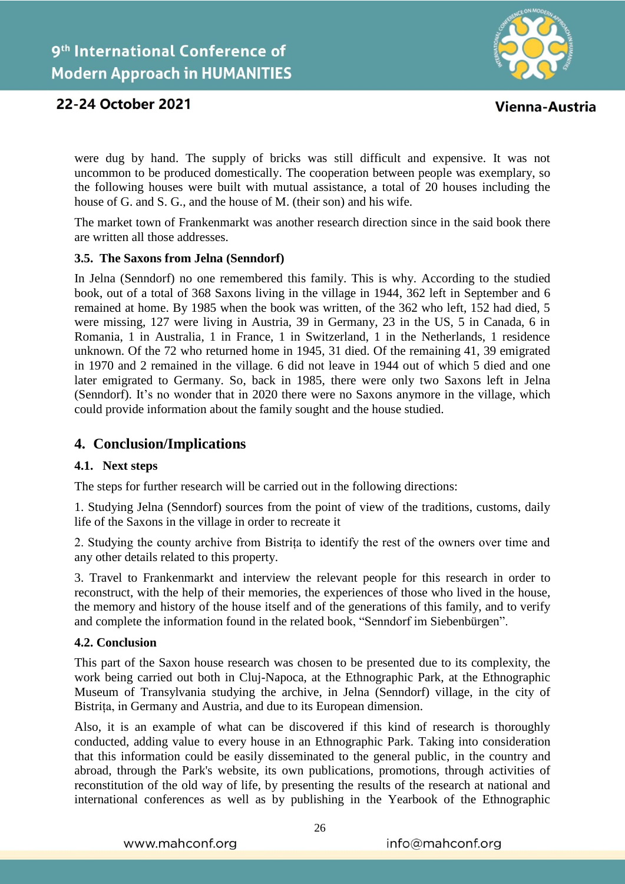were dug by hand. The supply of bricks was still difficult and expensive. It was not uncommon to be produced domestically. The cooperation between people was exemplary, so the following houses were built with mutual assistance, a total of 20 houses including the house of G. and S. G., and the house of M. (their son) and his wife.

The market town of Frankenmarkt was another research direction since in the said book there are written all those addresses.

### 3.5. The Saxons from Jelna (Senndorf)

In Jelna (Senndorf) no one remembered this family. This is why. According to the studied book, out of a total of 368 Saxons living in the village in 1944, 362 left in September and 6 remained at home. By 1985 when the book was written, of the 362 who left, 152 had died, 5 were missing, 127 were living in Austria, 39 in Germany, 23 in the US, 5 in Canada, 6 in Romania, 1 in Australia, 1 in France, 1 in Switzerland, 1 in the Netherlands, 1 residence unknown. Of the 72 who returned home in 1945, 31 died. Of the remaining 41, 39 emigrated in 1970 and 2 remained in the village. 6 did not leave in 1944 out of which 5 died and one later emigrated to Germany. So, back in 1985, there were only two Saxons left in Jelna (Senndorf). It's no wonder that in 2020 there were no Saxons anymore in the village, which could provide information about the family sought and the house studied.

## 4. Conclusion/Implications

### 4.1. Next steps

The steps for further research will be carried out in the following directions:

1. Studying Jelna (Senndorf) sources from the point of view of the traditions, customs, daily life of the Saxons in the village in order to recreate it

2. Studying the county archive from Bistrița to identify the rest of the owners over time and any other details related to this property.

3. Travel to Frankenmarkt and interview the relevant people for this research in order to reconstruct, with the help of their memories, the experiences of those who lived in the house, the memory and history of the house itself and of the generations of this family, and to verify and complete the information found in the related book, "Senndorf im Siebenbürgen".

### 4.2. Conclusion

This part of the Saxon house research was chosen to be presented due to its complexity, the work being carried out both in Cluj-Napoca, at the Ethnographic Park, at the Ethnographic Museum of Transylvania studying the archive, in Jelna (Senndorf) village, in the city of Bistrița, in Germany and Austria, and due to its European dimension.

Also, it is an example of what can be discovered if this kind of research is thoroughly conducted, adding value to every house in an Ethnographic Park. Taking into consideration that this information could be easily disseminated to the general public, in the country and abroad, through the Park's website, its own publications, promotions, through activities of reconstitution of the old way of life, by presenting the results of the research at national and international conferences as well as by publishing in the Yearbook of the Ethnographic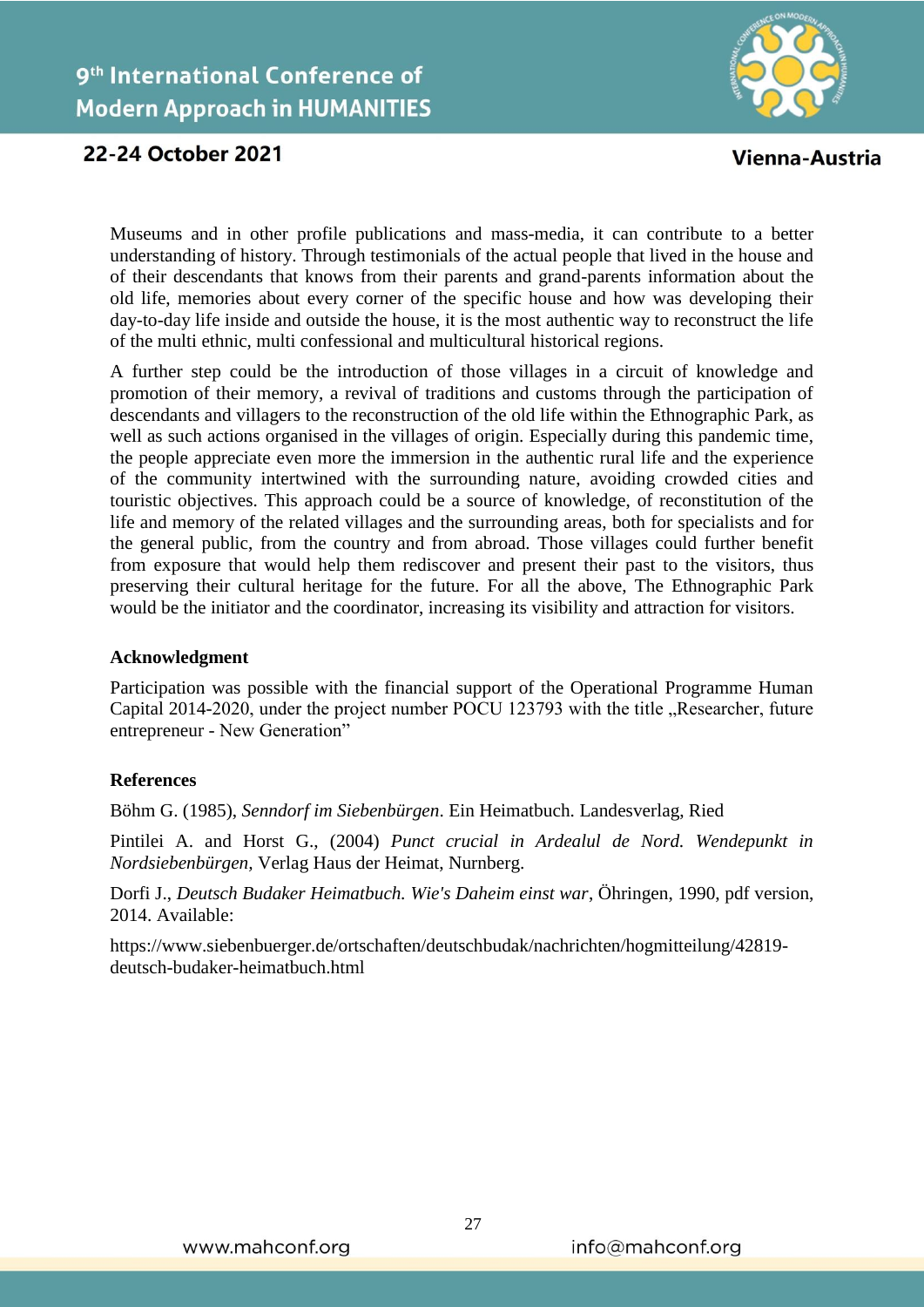Museums and in other profile publications and mass-media, it can contribute to a better understanding of history. Through testimonials of the actual people that lived in the house and of their descendants that knows from their parents and grand-parents information about the old life, memories about every corner of the specific house and how was developing their day-to-day life inside and outside the house, it is the most authentic way to reconstruct the life of the multi ethnic, multi confessional and multicultural historical regions.

A further step could be the introduction of those villages in a circuit of knowledge and promotion of their memory, a revival of traditions and customs through the participation of descendants and villagers to the reconstruction of the old life within the Ethnographic Park, as well as such actions organised in the villages of origin. Especially during this pandemic time, the people appreciate even more the immersion in the authentic rural life and the experience of the community intertwined with the surrounding nature, avoiding crowded cities and touristic objectives. This approach could be a source of knowledge, of reconstitution of the life and memory of the related villages and the surrounding areas, both for specialists and for the general public, from the country and from abroad. Those villages could further benefit from exposure that would help them rediscover and present their past to the visitors, thus preserving their cultural heritage for the future. For all the above, The Ethnographic Park would be the initiator and the coordinator, increasing its visibility and attraction for visitors.

## Acknowledgment

Participation was possible with the financial support of the Operational Programme Human Capital 2014-2020, under the project number POCU 123793 with the title „Researcher, future entrepreneur - New Generation"

## References

Böhm G. (1985), *Senndorf im Siebenbürgen*. Ein Heimatbuch. Landesverlag, Ried

Pintilei A. and Horst G., (2004) *Punct crucial in Ardealul de Nord. Wendepunkt in Nordsiebenbürgen,* Verlag Haus der Heimat, Nurnberg.

Dorfi J., *Deutsch Budaker Heimatbuch. Wie's Daheim einst war*, Öhringen, 1990, pdf version, 2014. Available:

https://www.siebenbuerger.de/ortschaften/deutschbudak/nachrichten/hogmitteilung/42819-deutsch-budaker-heimatbuch.html